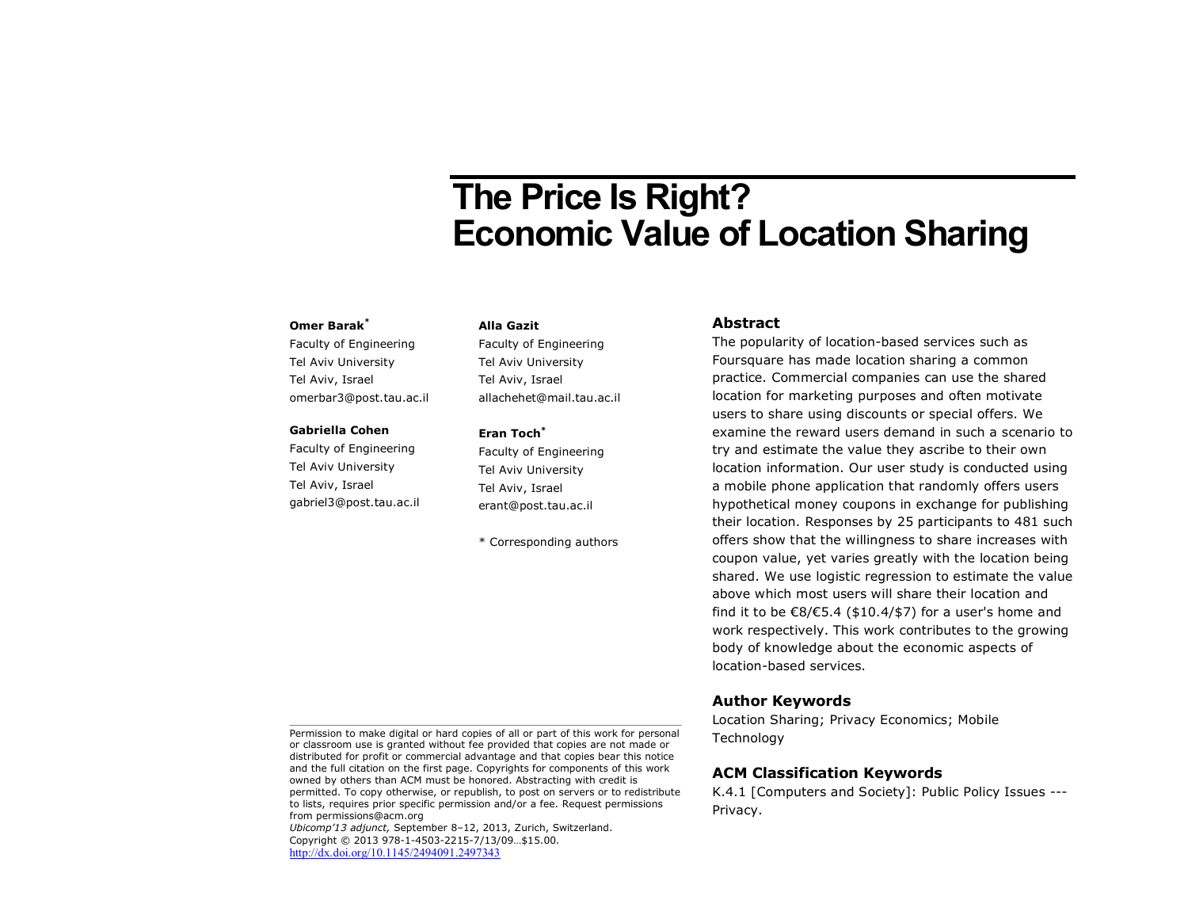# The Price Is Right? Economic Value of Location Sharing

**Omer Barak***
Faculty of Engineering
Tel Aviv University
Tel Aviv, Israel
omerbar3@post.tau.ac.il

**Gabriella Cohen**
Faculty of Engineering
Tel Aviv University
Tel Aviv, Israel
gabriel3@post.tau.ac.il

**Alla Gazit**
Faculty of Engineering
Tel Aviv University
Tel Aviv, Israel
allachehet@mail.tau.ac.il

**Eran Toch***
Faculty of Engineering
Tel Aviv University
Tel Aviv, Israel
erant@post.tau.ac.il

* Corresponding authors

## Abstract

The popularity of location-based services such as Foursquare has made location sharing a common practice. Commercial companies can use the shared location for marketing purposes and often motivate users to share using discounts or special offers. We examine the reward users demand in such a scenario to try and estimate the value they ascribe to their own location information. Our user study is conducted using a mobile phone application that randomly offers users hypothetical money coupons in exchange for publishing their location. Responses by 25 participants to 481 such offers show that the willingness to share increases with coupon value, yet varies greatly with the location being shared. We use logistic regression to estimate the value above which most users will share their location and find it to be €8/€5.4 ($10.4/$7) for a user's home and work respectively. This work contributes to the growing body of knowledge about the economic aspects of location-based services.

## Author Keywords

Location Sharing; Privacy Economics; Mobile Technology

## ACM Classification Keywords

K.4.1 [Computers and Society]: Public Policy Issues --- Privacy.

Permission to make digital or hard copies of all or part of this work for personal or classroom use is granted without fee provided that copies are not made or distributed for profit or commercial advantage and that copies bear this notice and the full citation on the first page. Copyrights for components of this work owned by others than ACM must be honored. Abstracting with credit is permitted. To copy otherwise, or republish, to post on servers or to redistribute to lists, requires prior specific permission and/or a fee. Request permissions from permissions@acm.org
*Ubicomp'13 adjunct*, September 8–12, 2013, Zurich, Switzerland.
Copyright © 2013 978-1-4503-2215-7/13/09…$15.00.
http://dx.doi.org/10.1145/2494091.2497343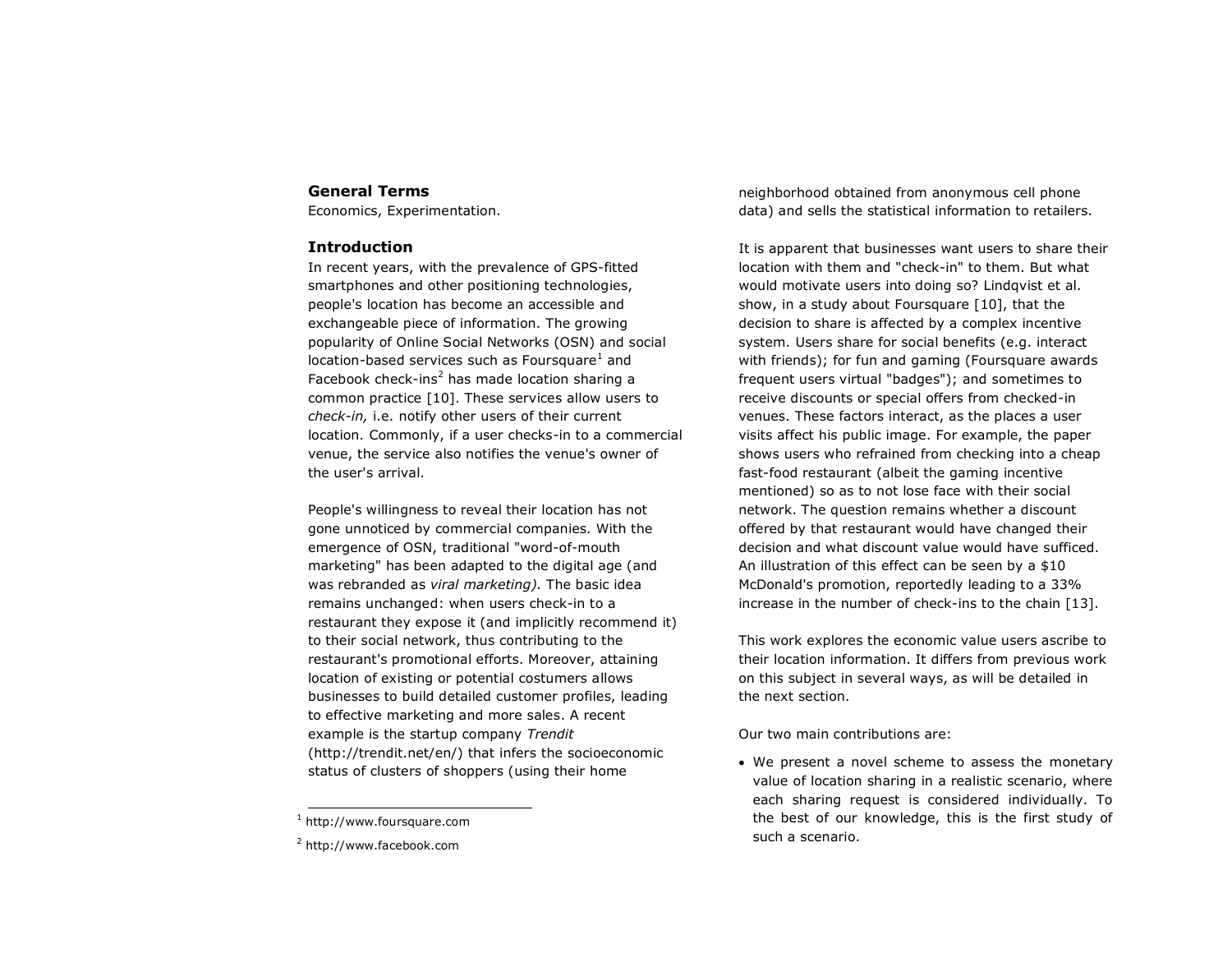## General Terms

Economics, Experimentation.

## Introduction

In recent years, with the prevalence of GPS-fitted smartphones and other positioning technologies, people's location has become an accessible and exchangeable piece of information. The growing popularity of Online Social Networks (OSN) and social location-based services such as Foursquare[1] and Facebook check-ins[2] has made location sharing a common practice [10]. These services allow users to *check-in,* i.e. notify other users of their current location. Commonly, if a user checks-in to a commercial venue, the service also notifies the venue's owner of the user's arrival.

People's willingness to reveal their location has not gone unnoticed by commercial companies. With the emergence of OSN, traditional "word-of-mouth marketing" has been adapted to the digital age (and was rebranded as *viral marketing).* The basic idea remains unchanged: when users check-in to a restaurant they expose it (and implicitly recommend it) to their social network, thus contributing to the restaurant's promotional efforts. Moreover, attaining location of existing or potential costumers allows businesses to build detailed customer profiles, leading to effective marketing and more sales. A recent example is the startup company *Trendit* (http://trendit.net/en/) that infers the socioeconomic status of clusters of shoppers (using their home neighborhood obtained from anonymous cell phone data) and sells the statistical information to retailers.

It is apparent that businesses want users to share their location with them and "check-in" to them. But what would motivate users into doing so? Lindqvist et al. show, in a study about Foursquare [10], that the decision to share is affected by a complex incentive system. Users share for social benefits (e.g. interact with friends); for fun and gaming (Foursquare awards frequent users virtual "badges"); and sometimes to receive discounts or special offers from checked-in venues. These factors interact, as the places a user visits affect his public image. For example, the paper shows users who refrained from checking into a cheap fast-food restaurant (albeit the gaming incentive mentioned) so as to not lose face with their social network. The question remains whether a discount offered by that restaurant would have changed their decision and what discount value would have sufficed. An illustration of this effect can be seen by a $10 McDonald's promotion, reportedly leading to a 33% increase in the number of check-ins to the chain [13].

This work explores the economic value users ascribe to their location information. It differs from previous work on this subject in several ways, as will be detailed in the next section.

Our two main contributions are:

- We present a novel scheme to assess the monetary value of location sharing in a realistic scenario, where each sharing request is considered individually. To the best of our knowledge, this is the first study of such a scenario.

[1] http://www.foursquare.com

[2] http://www.facebook.com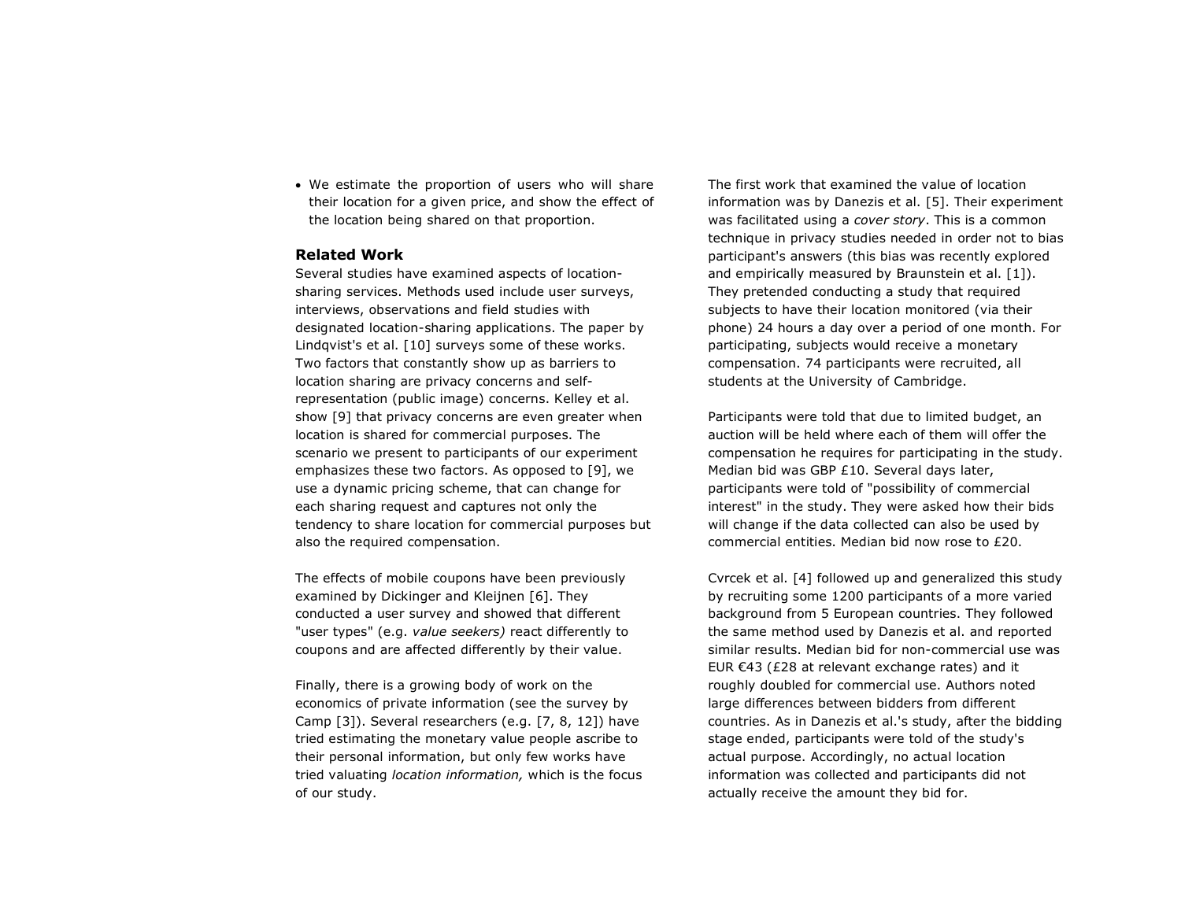- We estimate the proportion of users who will share their location for a given price, and show the effect of the location being shared on that proportion.

## Related Work

Several studies have examined aspects of location-sharing services. Methods used include user surveys, interviews, observations and field studies with designated location-sharing applications. The paper by Lindqvist's et al. [10] surveys some of these works. Two factors that constantly show up as barriers to location sharing are privacy concerns and self-representation (public image) concerns. Kelley et al. show [9] that privacy concerns are even greater when location is shared for commercial purposes. The scenario we present to participants of our experiment emphasizes these two factors. As opposed to [9], we use a dynamic pricing scheme, that can change for each sharing request and captures not only the tendency to share location for commercial purposes but also the required compensation.

The effects of mobile coupons have been previously examined by Dickinger and Kleijnen [6]. They conducted a user survey and showed that different "user types" (e.g. *value seekers)* react differently to coupons and are affected differently by their value.

Finally, there is a growing body of work on the economics of private information (see the survey by Camp [3]). Several researchers (e.g. [7, 8, 12]) have tried estimating the monetary value people ascribe to their personal information, but only few works have tried valuating *location information,* which is the focus of our study.

The first work that examined the value of location information was by Danezis et al. [5]. Their experiment was facilitated using a *cover story*. This is a common technique in privacy studies needed in order not to bias participant's answers (this bias was recently explored and empirically measured by Braunstein et al. [1]). They pretended conducting a study that required subjects to have their location monitored (via their phone) 24 hours a day over a period of one month. For participating, subjects would receive a monetary compensation. 74 participants were recruited, all students at the University of Cambridge.

Participants were told that due to limited budget, an auction will be held where each of them will offer the compensation he requires for participating in the study. Median bid was GBP £10. Several days later, participants were told of "possibility of commercial interest" in the study. They were asked how their bids will change if the data collected can also be used by commercial entities. Median bid now rose to £20.

Cvrcek et al. [4] followed up and generalized this study by recruiting some 1200 participants of a more varied background from 5 European countries. They followed the same method used by Danezis et al. and reported similar results. Median bid for non-commercial use was EUR €43 (£28 at relevant exchange rates) and it roughly doubled for commercial use. Authors noted large differences between bidders from different countries. As in Danezis et al.'s study, after the bidding stage ended, participants were told of the study's actual purpose. Accordingly, no actual location information was collected and participants did not actually receive the amount they bid for.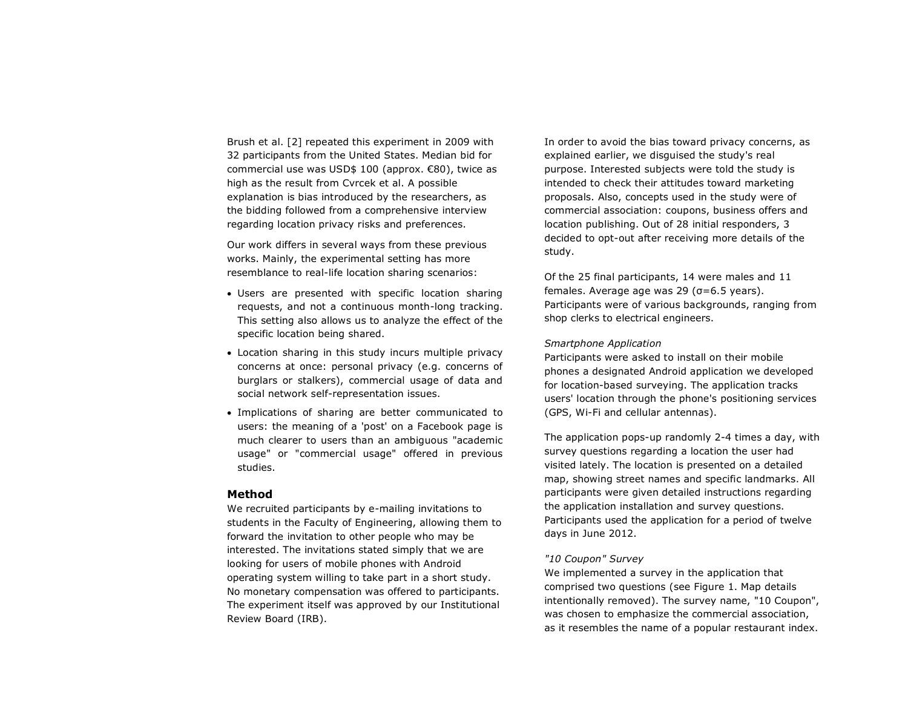Brush et al. [2] repeated this experiment in 2009 with 32 participants from the United States. Median bid for commercial use was USD$ 100 (approx. €80), twice as high as the result from Cvrcek et al. A possible explanation is bias introduced by the researchers, as the bidding followed from a comprehensive interview regarding location privacy risks and preferences.

Our work differs in several ways from these previous works. Mainly, the experimental setting has more resemblance to real-life location sharing scenarios:

- Users are presented with specific location sharing requests, and not a continuous month-long tracking. This setting also allows us to analyze the effect of the specific location being shared.
- Location sharing in this study incurs multiple privacy concerns at once: personal privacy (e.g. concerns of burglars or stalkers), commercial usage of data and social network self-representation issues.
- Implications of sharing are better communicated to users: the meaning of a 'post' on a Facebook page is much clearer to users than an ambiguous "academic usage" or "commercial usage" offered in previous studies.

## Method

We recruited participants by e-mailing invitations to students in the Faculty of Engineering, allowing them to forward the invitation to other people who may be interested. The invitations stated simply that we are looking for users of mobile phones with Android operating system willing to take part in a short study. No monetary compensation was offered to participants. The experiment itself was approved by our Institutional Review Board (IRB).

In order to avoid the bias toward privacy concerns, as explained earlier, we disguised the study's real purpose. Interested subjects were told the study is intended to check their attitudes toward marketing proposals. Also, concepts used in the study were of commercial association: coupons, business offers and location publishing. Out of 28 initial responders, 3 decided to opt-out after receiving more details of the study.

Of the 25 final participants, 14 were males and 11 females. Average age was 29 ($\sigma$=6.5 years). Participants were of various backgrounds, ranging from shop clerks to electrical engineers.

*Smartphone Application*

Participants were asked to install on their mobile phones a designated Android application we developed for location-based surveying. The application tracks users' location through the phone's positioning services (GPS, Wi-Fi and cellular antennas).

The application pops-up randomly 2-4 times a day, with survey questions regarding a location the user had visited lately. The location is presented on a detailed map, showing street names and specific landmarks. All participants were given detailed instructions regarding the application installation and survey questions. Participants used the application for a period of twelve days in June 2012.

*"10 Coupon" Survey*

We implemented a survey in the application that comprised two questions (see Figure 1. Map details intentionally removed). The survey name, "10 Coupon", was chosen to emphasize the commercial association, as it resembles the name of a popular restaurant index.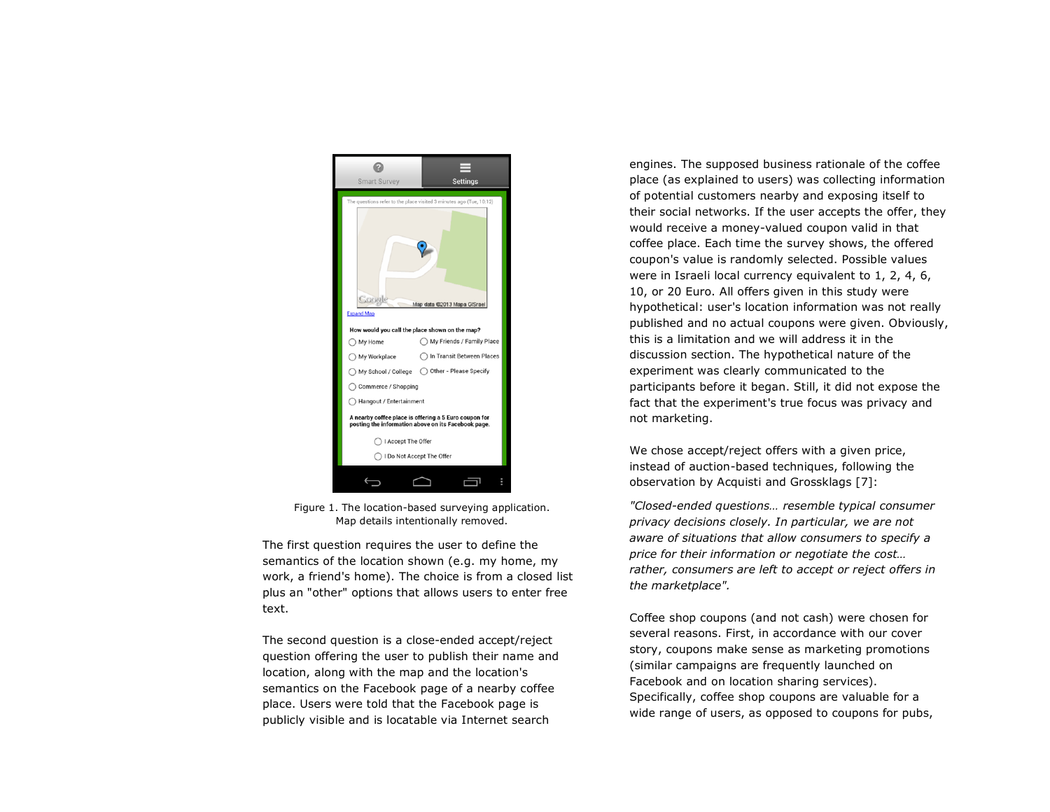Figure 1. The location-based surveying application. Map details intentionally removed.

The first question requires the user to define the semantics of the location shown (e.g. my home, my work, a friend's home). The choice is from a closed list plus an "other" options that allows users to enter free text.

The second question is a close-ended accept/reject question offering the user to publish their name and location, along with the map and the location's semantics on the Facebook page of a nearby coffee place. Users were told that the Facebook page is publicly visible and is locatable via Internet search engines. The supposed business rationale of the coffee place (as explained to users) was collecting information of potential customers nearby and exposing itself to their social networks. If the user accepts the offer, they would receive a money-valued coupon valid in that coffee place. Each time the survey shows, the offered coupon's value is randomly selected. Possible values were in Israeli local currency equivalent to 1, 2, 4, 6, 10, or 20 Euro. All offers given in this study were hypothetical: user's location information was not really published and no actual coupons were given. Obviously, this is a limitation and we will address it in the discussion section. The hypothetical nature of the experiment was clearly communicated to the participants before it began. Still, it did not expose the fact that the experiment's true focus was privacy and not marketing.

We chose accept/reject offers with a given price, instead of auction-based techniques, following the observation by Acquisti and Grossklags [7]:

*"Closed-ended questions… resemble typical consumer privacy decisions closely. In particular, we are not aware of situations that allow consumers to specify a price for their information or negotiate the cost… rather, consumers are left to accept or reject offers in the marketplace".*

Coffee shop coupons (and not cash) were chosen for several reasons. First, in accordance with our cover story, coupons make sense as marketing promotions (similar campaigns are frequently launched on Facebook and on location sharing services). Specifically, coffee shop coupons are valuable for a wide range of users, as opposed to coupons for pubs,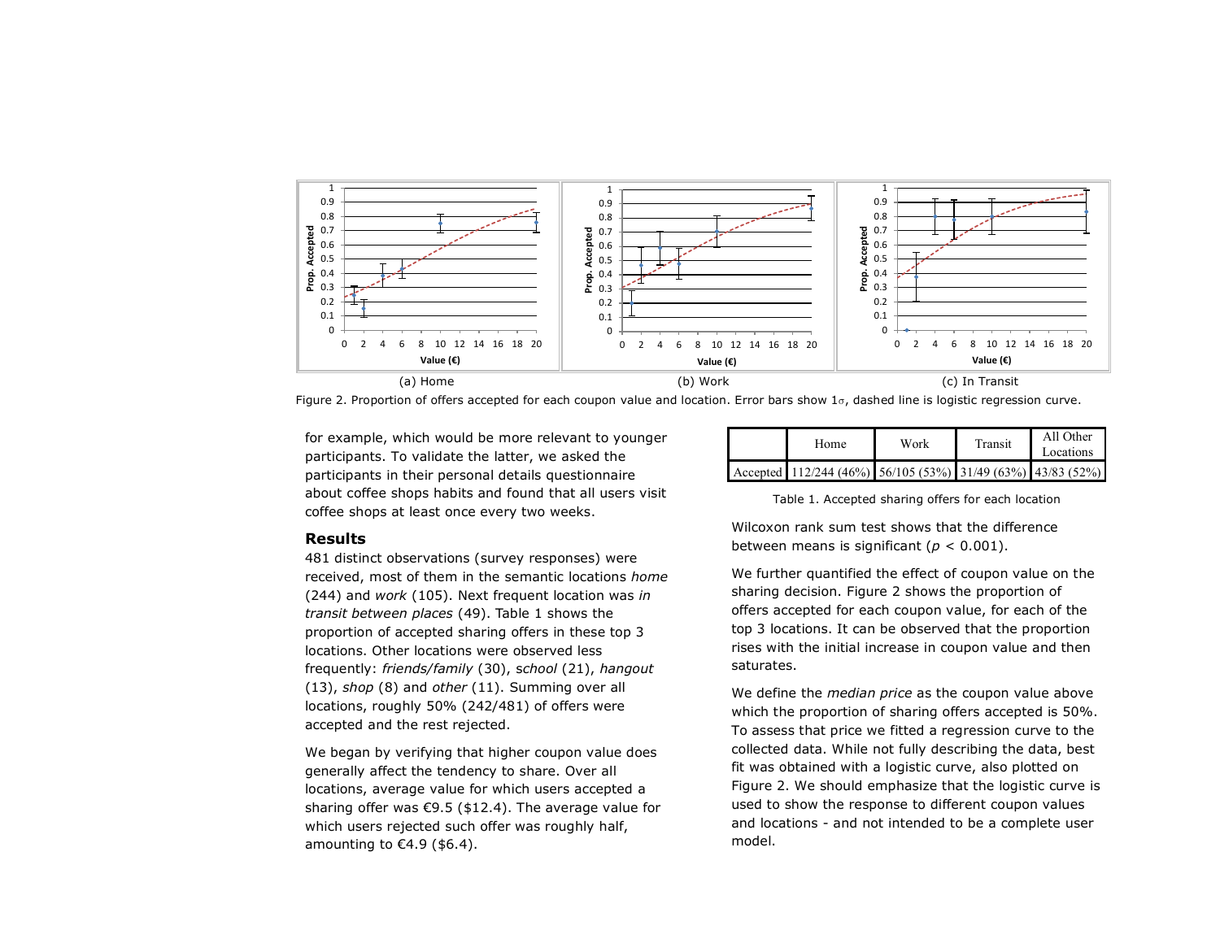1
0.9
0.8
0.7
0.6
0.5
0.4
0.3
0.2
0.1
0
0 2 4 6 8 10 12 14 16 18 20
Prop. Accepted
Value (€)

(a) Home

1
0.9
0.8
0.7
0.6
0.5
0.4
0.3
0.2
0.1
0
0 2 4 6 8 10 12 14 16 18 20
Prop. Accepted
Value (€)

(b) Work

1
0.9
0.8
0.7
0.6
0.5
0.4
0.3
0.2
0.1
0
0 2 4 6 8 10 12 14 16 18 20
Prop. Accepted
Value (€)

(c) In Transit

Figure 2. Proportion of offers accepted for each coupon value and location. Error bars show 1σ, dashed line is logistic regression curve.

for example, which would be more relevant to younger participants. To validate the latter, we asked the participants in their personal details questionnaire about coffee shops habits and found that all users visit coffee shops at least once every two weeks.

### Results

481 distinct observations (survey responses) were received, most of them in the semantic locations *home* (244) and *work* (105). Next frequent location was *in transit between places* (49). Table 1 shows the proportion of accepted sharing offers in these top 3 locations. Other locations were observed less frequently: *friends/family* (30), *school* (21), *hangout* (13), *shop* (8) and *other* (11). Summing over all locations, roughly 50% (242/481) of offers were accepted and the rest rejected.

We began by verifying that higher coupon value does generally affect the tendency to share. Over all locations, average value for which users accepted a sharing offer was €9.5 ($12.4). The average value for which users rejected such offer was roughly half, amounting to €4.9 ($6.4).

| | Home | Work | Transit | All Other Locations |
|---|---|---|---|---|
| Accepted | 112/244 (46%) | 56/105 (53%) | 31/49 (63%) | 43/83 (52%) |

Table 1. Accepted sharing offers for each location

Wilcoxon rank sum test shows that the difference between means is significant ($p < 0.001$).

We further quantified the effect of coupon value on the sharing decision. Figure 2 shows the proportion of offers accepted for each coupon value, for each of the top 3 locations. It can be observed that the proportion rises with the initial increase in coupon value and then saturates.

We define the *median price* as the coupon value above which the proportion of sharing offers accepted is 50%. To assess that price we fitted a regression curve to the collected data. While not fully describing the data, best fit was obtained with a logistic curve, also plotted on Figure 2. We should emphasize that the logistic curve is used to show the response to different coupon values and locations - and not intended to be a complete user model.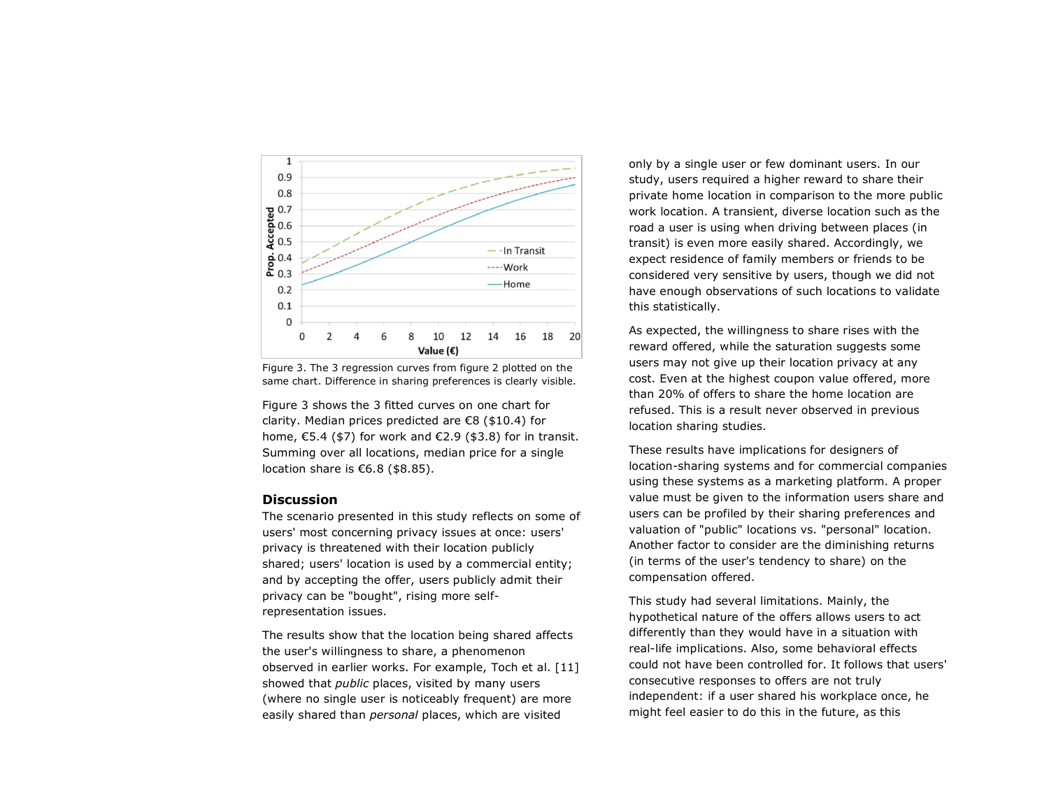Figure 3. The 3 regression curves from figure 2 plotted on the same chart. Difference in sharing preferences is clearly visible.

Figure 3 shows the 3 fitted curves on one chart for clarity. Median prices predicted are €8 ($10.4) for home, €5.4 ($7) for work and €2.9 ($3.8) for in transit. Summing over all locations, median price for a single location share is €6.8 ($8.85).

## Discussion

The scenario presented in this study reflects on some of users' most concerning privacy issues at once: users' privacy is threatened with their location publicly shared; users' location is used by a commercial entity; and by accepting the offer, users publicly admit their privacy can be "bought", rising more self-representation issues.

The results show that the location being shared affects the user's willingness to share, a phenomenon observed in earlier works. For example, Toch et al. [11] showed that *public* places, visited by many users (where no single user is noticeably frequent) are more easily shared than *personal* places, which are visited only by a single user or few dominant users. In our study, users required a higher reward to share their private home location in comparison to the more public work location. A transient, diverse location such as the road a user is using when driving between places (in transit) is even more easily shared. Accordingly, we expect residence of family members or friends to be considered very sensitive by users, though we did not have enough observations of such locations to validate this statistically.

As expected, the willingness to share rises with the reward offered, while the saturation suggests some users may not give up their location privacy at any cost. Even at the highest coupon value offered, more than 20% of offers to share the home location are refused. This is a result never observed in previous location sharing studies.

These results have implications for designers of location-sharing systems and for commercial companies using these systems as a marketing platform. A proper value must be given to the information users share and users can be profiled by their sharing preferences and valuation of "public" locations vs. "personal" location. Another factor to consider are the diminishing returns (in terms of the user's tendency to share) on the compensation offered.

This study had several limitations. Mainly, the hypothetical nature of the offers allows users to act differently than they would have in a situation with real-life implications. Also, some behavioral effects could not have been controlled for. It follows that users' consecutive responses to offers are not truly independent: if a user shared his workplace once, he might feel easier to do this in the future, as this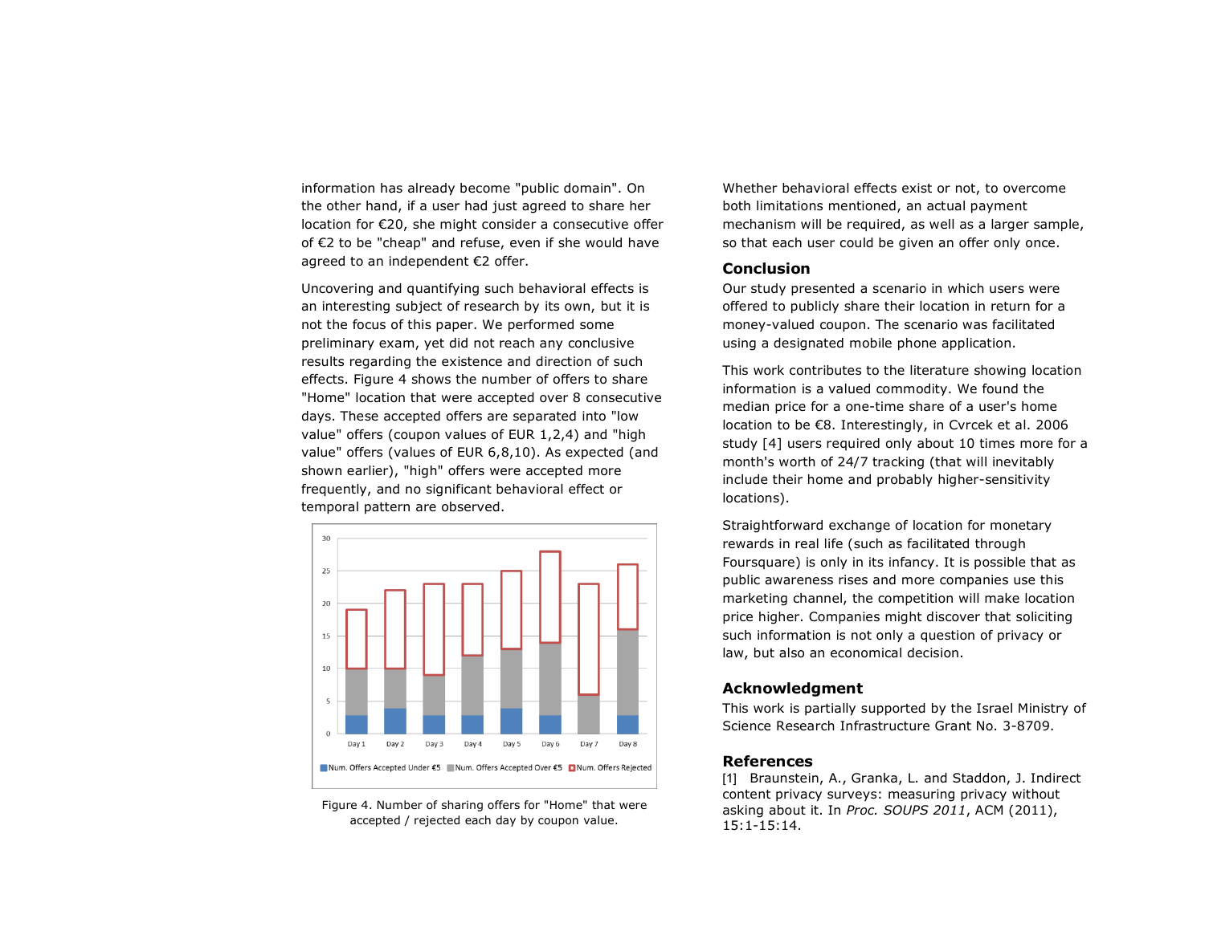information has already become "public domain". On the other hand, if a user had just agreed to share her location for €20, she might consider a consecutive offer of €2 to be "cheap" and refuse, even if she would have agreed to an independent €2 offer.

Uncovering and quantifying such behavioral effects is an interesting subject of research by its own, but it is not the focus of this paper. We performed some preliminary exam, yet did not reach any conclusive results regarding the existence and direction of such effects. Figure 4 shows the number of offers to share "Home" location that were accepted over 8 consecutive days. These accepted offers are separated into "low value" offers (coupon values of EUR 1,2,4) and "high value" offers (values of EUR 6,8,10). As expected (and shown earlier), "high" offers were accepted more frequently, and no significant behavioral effect or temporal pattern are observed.

30
25
20
15
10
5
0

Day 1 Day 2 Day 3 Day 4 Day 5 Day 6 Day 7 Day 8

Num. Offers Accepted Under €5 Num. Offers Accepted Over €5 Num. Offers Rejected

Figure 4. Number of sharing offers for "Home" that were accepted / rejected each day by coupon value.

Whether behavioral effects exist or not, to overcome both limitations mentioned, an actual payment mechanism will be required, as well as a larger sample, so that each user could be given an offer only once.

## Conclusion

Our study presented a scenario in which users were offered to publicly share their location in return for a money-valued coupon. The scenario was facilitated using a designated mobile phone application.

This work contributes to the literature showing location information is a valued commodity. We found the median price for a one-time share of a user's home location to be €8. Interestingly, in Cvrcek et al. 2006 study [4] users required only about 10 times more for a month's worth of 24/7 tracking (that will inevitably include their home and probably higher-sensitivity locations).

Straightforward exchange of location for monetary rewards in real life (such as facilitated through Foursquare) is only in its infancy. It is possible that as public awareness rises and more companies use this marketing channel, the competition will make location price higher. Companies might discover that soliciting such information is not only a question of privacy or law, but also an economical decision.

## Acknowledgment

This work is partially supported by the Israel Ministry of Science Research Infrastructure Grant No. 3-8709.

## References

[1] Braunstein, A., Granka, L. and Staddon, J. Indirect content privacy surveys: measuring privacy without asking about it. In *Proc. SOUPS 2011*, ACM (2011), 15:1-15:14.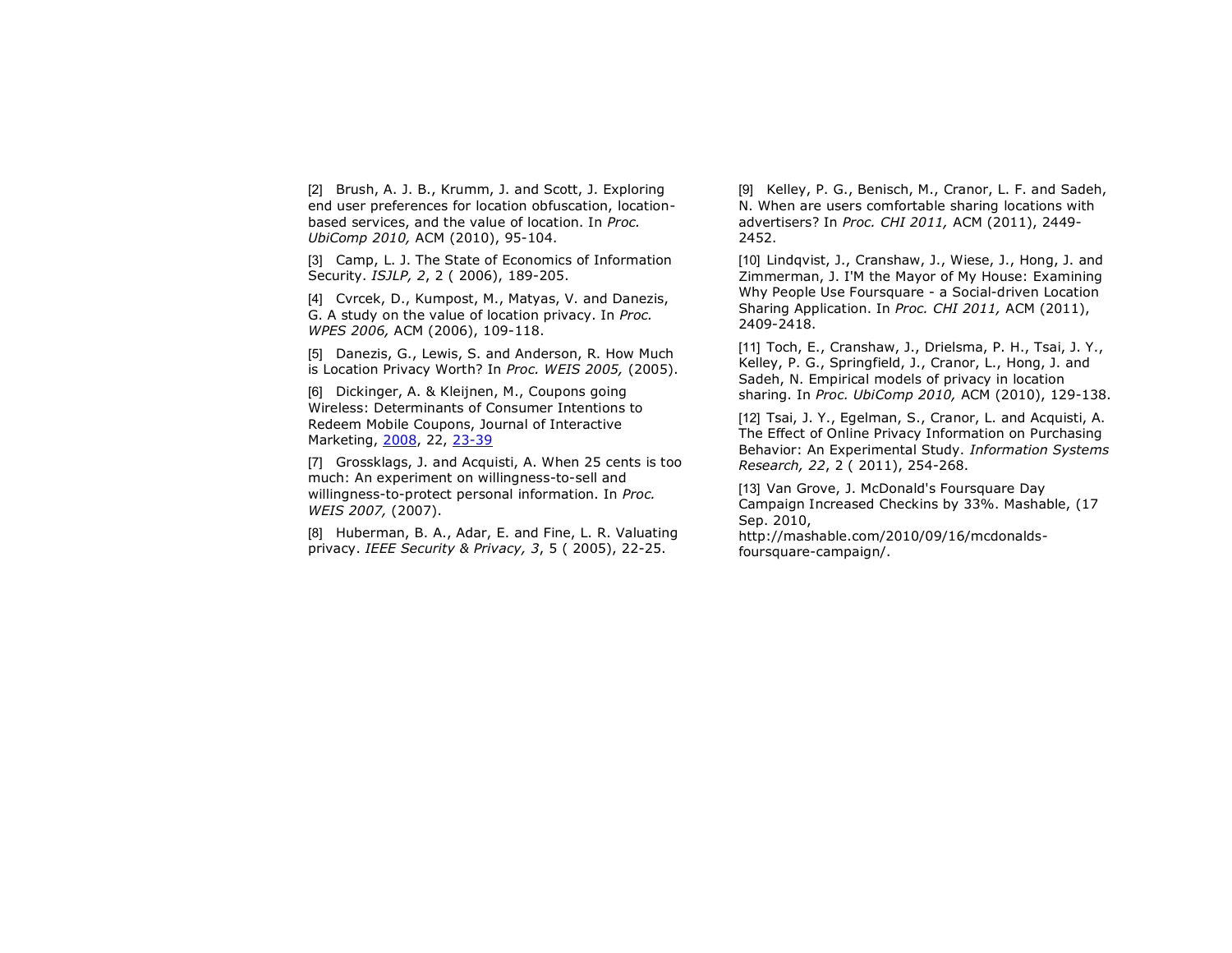[2] Brush, A. J. B., Krumm, J. and Scott, J. Exploring end user preferences for location obfuscation, location-based services, and the value of location. In *Proc. UbiComp 2010,* ACM (2010), 95-104.

[3] Camp, L. J. The State of Economics of Information Security. *ISJLP, 2*, 2 ( 2006), 189-205.

[4] Cvrcek, D., Kumpost, M., Matyas, V. and Danezis, G. A study on the value of location privacy. In *Proc. WPES 2006,* ACM (2006), 109-118.

[5] Danezis, G., Lewis, S. and Anderson, R. How Much is Location Privacy Worth? In *Proc. WEIS 2005,* (2005).

[6] Dickinger, A. & Kleijnen, M., Coupons going Wireless: Determinants of Consumer Intentions to Redeem Mobile Coupons, Journal of Interactive Marketing, 2008, 22, 23-39

[7] Grossklags, J. and Acquisti, A. When 25 cents is too much: An experiment on willingness-to-sell and willingness-to-protect personal information. In *Proc. WEIS 2007,* (2007).

[8] Huberman, B. A., Adar, E. and Fine, L. R. Valuating privacy. *IEEE Security & Privacy, 3*, 5 ( 2005), 22-25.

[9] Kelley, P. G., Benisch, M., Cranor, L. F. and Sadeh, N. When are users comfortable sharing locations with advertisers? In *Proc. CHI 2011,* ACM (2011), 2449-2452.

[10] Lindqvist, J., Cranshaw, J., Wiese, J., Hong, J. and Zimmerman, J. I'M the Mayor of My House: Examining Why People Use Foursquare - a Social-driven Location Sharing Application. In *Proc. CHI 2011,* ACM (2011), 2409-2418.

[11] Toch, E., Cranshaw, J., Drielsma, P. H., Tsai, J. Y., Kelley, P. G., Springfield, J., Cranor, L., Hong, J. and Sadeh, N. Empirical models of privacy in location sharing. In *Proc. UbiComp 2010,* ACM (2010), 129-138.

[12] Tsai, J. Y., Egelman, S., Cranor, L. and Acquisti, A. The Effect of Online Privacy Information on Purchasing Behavior: An Experimental Study. *Information Systems Research, 22*, 2 ( 2011), 254-268.

[13] Van Grove, J. McDonald's Foursquare Day Campaign Increased Checkins by 33%. Mashable, (17 Sep. 2010, http://mashable.com/2010/09/16/mcdonalds-foursquare-campaign/.